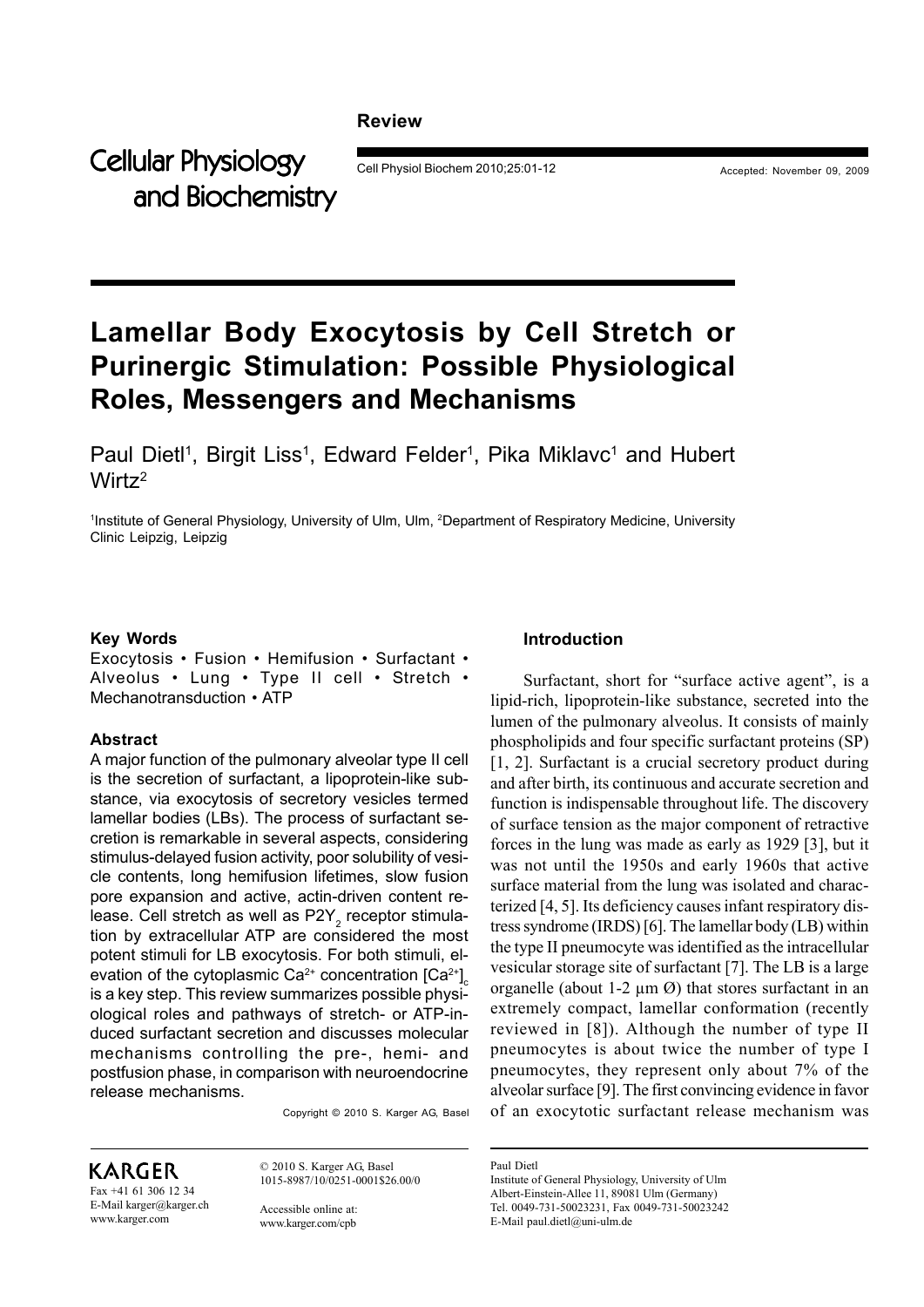Review

# Lamellar Body Exocytosis by Cell Stretch or Purinergic Stimulation: Possible Physiological Roles, Messengers and Mechanisms

Paul Dietl[1], Birgit Liss[1], Edward Felder[1], Pika Miklavc[1] and Hubert Wirtz[2]

[1]Institute of General Physiology, University of Ulm, Ulm, [2]Department of Respiratory Medicine, University Clinic Leipzig, Leipzig

### Key Words

Exocytosis • Fusion • Hemifusion • Surfactant • Alveolus • Lung • Type II cell • Stretch • Mechanotransduction • ATP

### Abstract

A major function of the pulmonary alveolar type II cell is the secretion of surfactant, a lipoprotein-like substance, via exocytosis of secretory vesicles termed lamellar bodies (LBs). The process of surfactant secretion is remarkable in several aspects, considering stimulus-delayed fusion activity, poor solubility of vesicle contents, long hemifusion lifetimes, slow fusion pore expansion and active, actin-driven content release. Cell stretch as well as $P2Y_2$ receptor stimulation by extracellular ATP are considered the most potent stimuli for LB exocytosis. For both stimuli, elevation of the cytoplasmic $Ca^{2+}$ concentration $[Ca^{2+}]_c$ is a key step. This review summarizes possible physiological roles and pathways of stretch- or ATP-induced surfactant secretion and discusses molecular mechanisms controlling the pre-, hemi- and postfusion phase, in comparison with neuroendocrine release mechanisms.

Copyright © 2010 S. Karger AG, Basel

## Introduction

Surfactant, short for "surface active agent", is a lipid-rich, lipoprotein-like substance, secreted into the lumen of the pulmonary alveolus. It consists of mainly phospholipids and four specific surfactant proteins (SP) [1, 2]. Surfactant is a crucial secretory product during and after birth, its continuous and accurate secretion and function is indispensable throughout life. The discovery of surface tension as the major component of retractive forces in the lung was made as early as 1929 [3], but it was not until the 1950s and early 1960s that active surface material from the lung was isolated and characterized [4, 5]. Its deficiency causes infant respiratory distress syndrome (IRDS) [6]. The lamellar body (LB) within the type II pneumocyte was identified as the intracellular vesicular storage site of surfactant [7]. The LB is a large organelle (about 1-2 µm Ø) that stores surfactant in an extremely compact, lamellar conformation (recently reviewed in [8]). Although the number of type II pneumocytes is about twice the number of type I pneumocytes, they represent only about 7% of the alveolar surface [9]. The first convincing evidence in favor of an exocytotic surfactant release mechanism was

KARGER
Fax +41 61 306 12 34
E-Mail karger@karger.ch
www.karger.com

© 2010 S. Karger AG, Basel
1015-8987/10/0251-0001$26.00/0

Accessible online at:
www.karger.com/cpb

Paul Dietl
Institute of General Physiology, University of Ulm
Albert-Einstein-Allee 11, 89081 Ulm (Germany)
Tel. 0049-731-50023231, Fax 0049-731-50023242
E-Mail paul.dietl@uni-ulm.de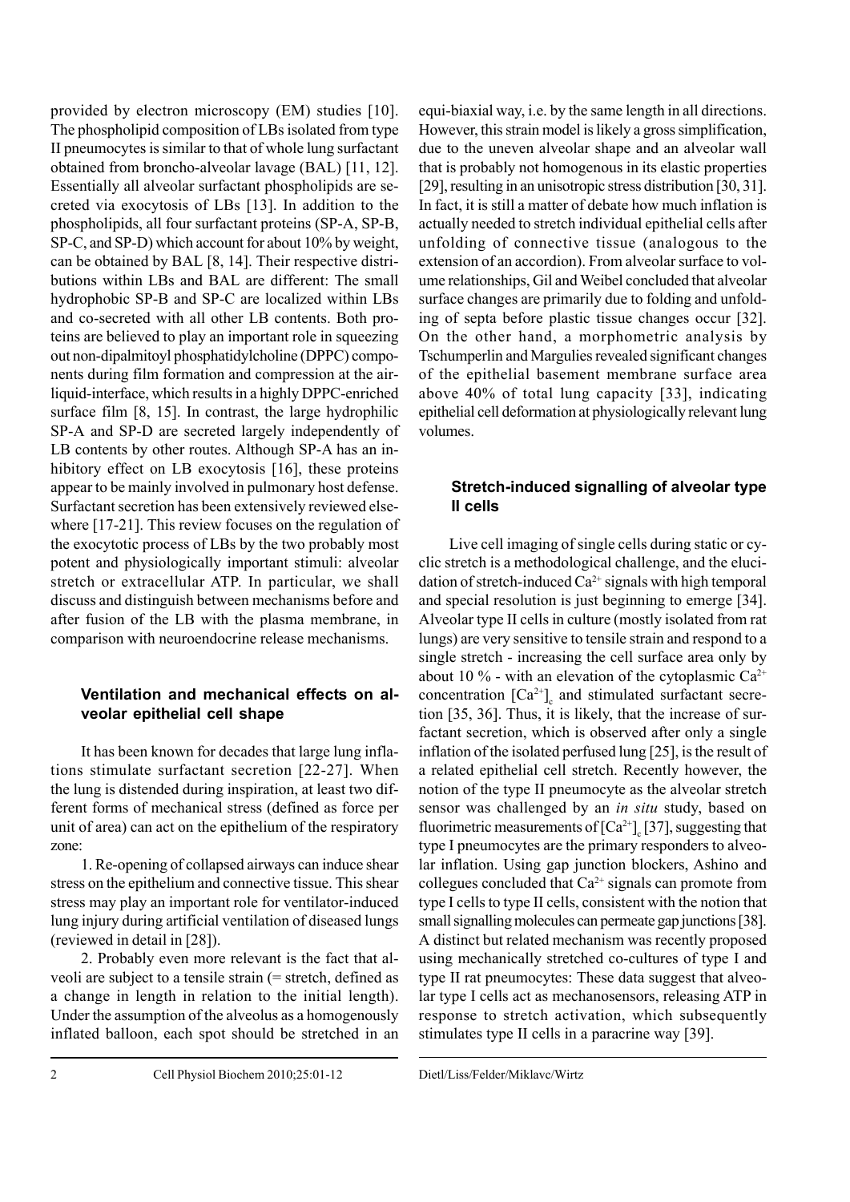provided by electron microscopy (EM) studies [10]. The phospholipid composition of LBs isolated from type II pneumocytes is similar to that of whole lung surfactant obtained from broncho-alveolar lavage (BAL) [11, 12]. Essentially all alveolar surfactant phospholipids are secreted via exocytosis of LBs [13]. In addition to the phospholipids, all four surfactant proteins (SP-A, SP-B, SP-C, and SP-D) which account for about 10% by weight, can be obtained by BAL [8, 14]. Their respective distributions within LBs and BAL are different: The small hydrophobic SP-B and SP-C are localized within LBs and co-secreted with all other LB contents. Both proteins are believed to play an important role in squeezing out non-dipalmitoyl phosphatidylcholine (DPPC) components during film formation and compression at the air-liquid-interface, which results in a highly DPPC-enriched surface film [8, 15]. In contrast, the large hydrophilic SP-A and SP-D are secreted largely independently of LB contents by other routes. Although SP-A has an inhibitory effect on LB exocytosis [16], these proteins appear to be mainly involved in pulmonary host defense. Surfactant secretion has been extensively reviewed elsewhere [17-21]. This review focuses on the regulation of the exocytotic process of LBs by the two probably most potent and physiologically important stimuli: alveolar stretch or extracellular ATP. In particular, we shall discuss and distinguish between mechanisms before and after fusion of the LB with the plasma membrane, in comparison with neuroendocrine release mechanisms.

## Ventilation and mechanical effects on alveolar epithelial cell shape

It has been known for decades that large lung inflations stimulate surfactant secretion [22-27]. When the lung is distended during inspiration, at least two different forms of mechanical stress (defined as force per unit of area) can act on the epithelium of the respiratory zone:

1. Re-opening of collapsed airways can induce shear stress on the epithelium and connective tissue. This shear stress may play an important role for ventilator-induced lung injury during artificial ventilation of diseased lungs (reviewed in detail in [28]).

2. Probably even more relevant is the fact that alveoli are subject to a tensile strain (= stretch, defined as a change in length in relation to the initial length). Under the assumption of the alveolus as a homogenously inflated balloon, each spot should be stretched in an equi-biaxial way, i.e. by the same length in all directions. However, this strain model is likely a gross simplification, due to the uneven alveolar shape and an alveolar wall that is probably not homogenous in its elastic properties [29], resulting in an unisotropic stress distribution [30, 31]. In fact, it is still a matter of debate how much inflation is actually needed to stretch individual epithelial cells after unfolding of connective tissue (analogous to the extension of an accordion). From alveolar surface to volume relationships, Gil and Weibel concluded that alveolar surface changes are primarily due to folding and unfolding of septa before plastic tissue changes occur [32]. On the other hand, a morphometric analysis by Tschumperlin and Margulies revealed significant changes of the epithelial basement membrane surface area above 40% of total lung capacity [33], indicating epithelial cell deformation at physiologically relevant lung volumes.

## Stretch-induced signalling of alveolar type II cells

Live cell imaging of single cells during static or cyclic stretch is a methodological challenge, and the elucidation of stretch-induced $Ca^{2+}$ signals with high temporal and special resolution is just beginning to emerge [34]. Alveolar type II cells in culture (mostly isolated from rat lungs) are very sensitive to tensile strain and respond to a single stretch - increasing the cell surface area only by about 10 % - with an elevation of the cytoplasmic $Ca^{2+}$ concentration $[Ca^{2+}]_c$ and stimulated surfactant secretion [35, 36]. Thus, it is likely, that the increase of surfactant secretion, which is observed after only a single inflation of the isolated perfused lung [25], is the result of a related epithelial cell stretch. Recently however, the notion of the type II pneumocyte as the alveolar stretch sensor was challenged by an *in situ* study, based on fluorimetric measurements of $[Ca^{2+}]_c$ [37], suggesting that type I pneumocytes are the primary responders to alveolar inflation. Using gap junction blockers, Ashino and collegues concluded that $Ca^{2+}$ signals can promote from type I cells to type II cells, consistent with the notion that small signalling molecules can permeate gap junctions [38]. A distinct but related mechanism was recently proposed using mechanically stretched co-cultures of type I and type II rat pneumocytes: These data suggest that alveolar type I cells act as mechanosensors, releasing ATP in response to stretch activation, which subsequently stimulates type II cells in a paracrine way [39].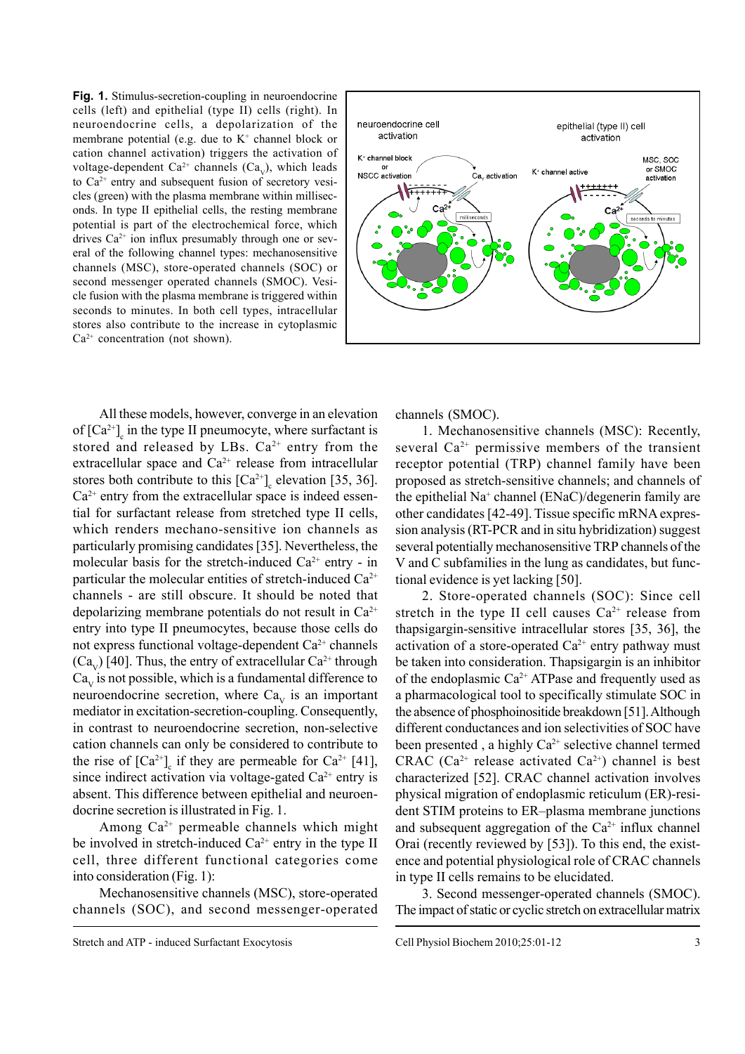**Fig. 1.** Stimulus-secretion-coupling in neuroendocrine cells (left) and epithelial (type II) cells (right). In neuroendocrine cells, a depolarization of the membrane potential (e.g. due to $K^+$ channel block or cation channel activation) triggers the activation of voltage-dependent $Ca^{2+}$ channels ($Ca_V$), which leads to $Ca^{2+}$ entry and subsequent fusion of secretory vesicles (green) with the plasma membrane within milliseconds. In type II epithelial cells, the resting membrane potential is part of the electrochemical force, which drives $Ca^{2+}$ ion influx presumably through one or several of the following channel types: mechanosensitive channels (MSC), store-operated channels (SOC) or second messenger operated channels (SMOC). Vesicle fusion with the plasma membrane is triggered within seconds to minutes. In both cell types, intracellular stores also contribute to the increase in cytoplasmic $Ca^{2+}$ concentration (not shown).

All these models, however, converge in an elevation of $[Ca^{2+}]_c$ in the type II pneumocyte, where surfactant is stored and released by LBs. $Ca^{2+}$ entry from the extracellular space and $Ca^{2+}$ release from intracellular stores both contribute to this $[Ca^{2+}]_c$ elevation [35, 36]. $Ca^{2+}$ entry from the extracellular space is indeed essential for surfactant release from stretched type II cells, which renders mechano-sensitive ion channels as particularly promising candidates [35]. Nevertheless, the molecular basis for the stretch-induced $Ca^{2+}$ entry - in particular the molecular entities of stretch-induced $Ca^{2+}$ channels - are still obscure. It should be noted that depolarizing membrane potentials do not result in $Ca^{2+}$ entry into type II pneumocytes, because those cells do not express functional voltage-dependent $Ca^{2+}$ channels ($Ca_V$) [40]. Thus, the entry of extracellular $Ca^{2+}$ through $Ca_V$ is not possible, which is a fundamental difference to neuroendocrine secretion, where $Ca_V$ is an important mediator in excitation-secretion-coupling. Consequently, in contrast to neuroendocrine secretion, non-selective cation channels can only be considered to contribute to the rise of $[Ca^{2+}]_c$ if they are permeable for $Ca^{2+}$ [41], since indirect activation via voltage-gated $Ca^{2+}$ entry is absent. This difference between epithelial and neuroendocrine secretion is illustrated in Fig. 1.

Among $Ca^{2+}$ permeable channels which might be involved in stretch-induced $Ca^{2+}$ entry in the type II cell, three different functional categories come into consideration (Fig. 1):

Mechanosensitive channels (MSC), store-operated channels (SOC), and second messenger-operated channels (SMOC).

1. Mechanosensitive channels (MSC): Recently, several $Ca^{2+}$ permissive members of the transient receptor potential (TRP) channel family have been proposed as stretch-sensitive channels; and channels of the epithelial $Na^+$ channel (ENaC)/degenerin family are other candidates [42-49]. Tissue specific mRNA expression analysis (RT-PCR and in situ hybridization) suggest several potentially mechanosensitive TRP channels of the V and C subfamilies in the lung as candidates, but functional evidence is yet lacking [50].

2. Store-operated channels (SOC): Since cell stretch in the type II cell causes $Ca^{2+}$ release from thapsigargin-sensitive intracellular stores [35, 36], the activation of a store-operated $Ca^{2+}$ entry pathway must be taken into consideration. Thapsigargin is an inhibitor of the endoplasmic $Ca^{2+}$ ATPase and frequently used as a pharmacological tool to specifically stimulate SOC in the absence of phosphoinositide breakdown [51]. Although different conductances and ion selectivities of SOC have been presented , a highly $Ca^{2+}$ selective channel termed CRAC ($Ca^{2+}$ release activated $Ca^{2+}$) channel is best characterized [52]. CRAC channel activation involves physical migration of endoplasmic reticulum (ER)-resident STIM proteins to ER–plasma membrane junctions and subsequent aggregation of the $Ca^{2+}$ influx channel Orai (recently reviewed by [53]). To this end, the existence and potential physiological role of CRAC channels in type II cells remains to be elucidated.

3. Second messenger-operated channels (SMOC). The impact of static or cyclic stretch on extracellular matrix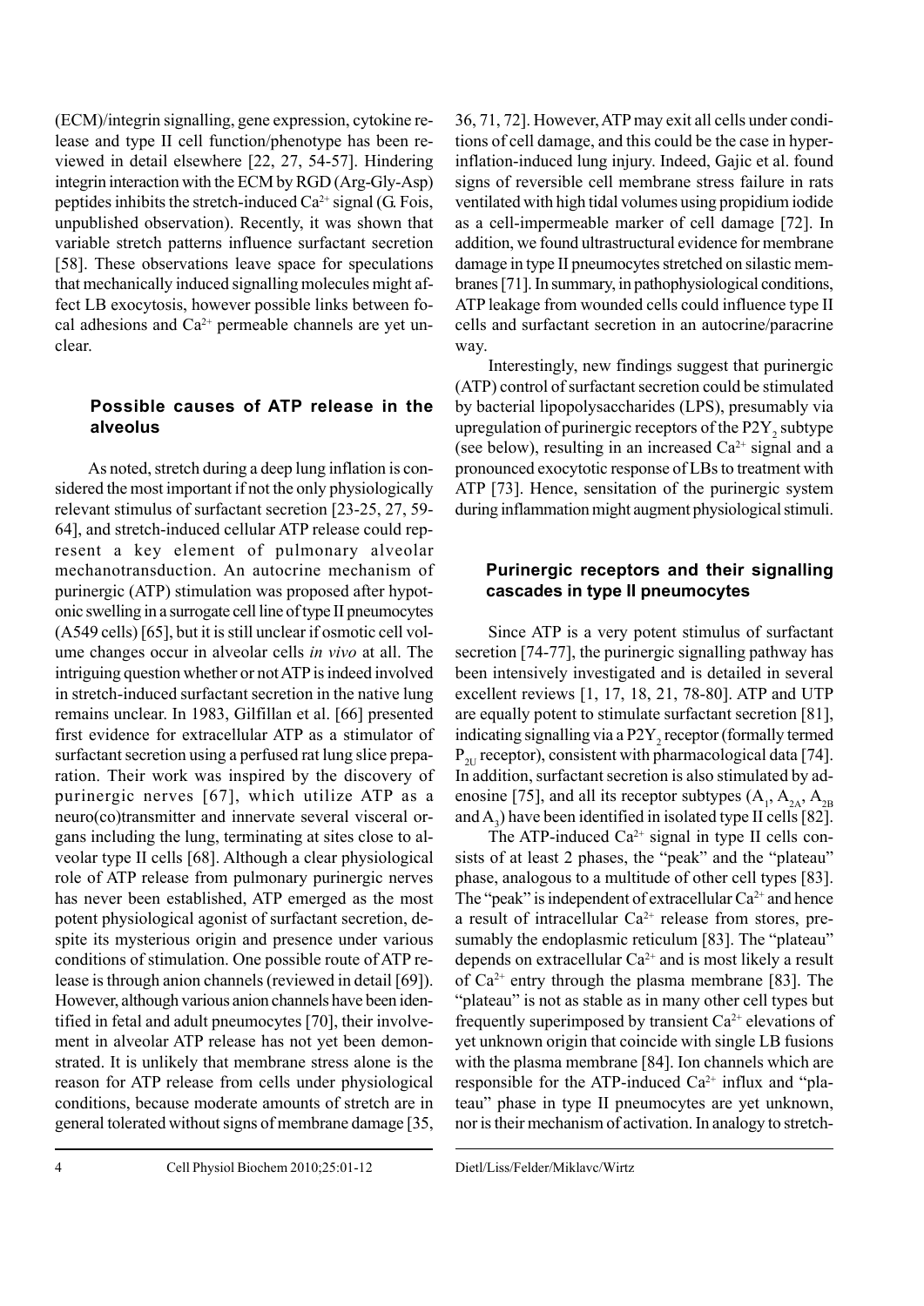(ECM)/integrin signalling, gene expression, cytokine release and type II cell function/phenotype has been reviewed in detail elsewhere [22, 27, 54-57]. Hindering integrin interaction with the ECM by RGD (Arg-Gly-Asp) peptides inhibits the stretch-induced $Ca^{2+}$ signal (G. Fois, unpublished observation). Recently, it was shown that variable stretch patterns influence surfactant secretion [58]. These observations leave space for speculations that mechanically induced signalling molecules might affect LB exocytosis, however possible links between focal adhesions and $Ca^{2+}$ permeable channels are yet unclear.

### Possible causes of ATP release in the alveolus

As noted, stretch during a deep lung inflation is considered the most important if not the only physiologically relevant stimulus of surfactant secretion [23-25, 27, 59-64], and stretch-induced cellular ATP release could represent a key element of pulmonary alveolar mechanotransduction. An autocrine mechanism of purinergic (ATP) stimulation was proposed after hypotonic swelling in a surrogate cell line of type II pneumocytes (A549 cells) [65], but it is still unclear if osmotic cell volume changes occur in alveolar cells *in vivo* at all. The intriguing question whether or not ATP is indeed involved in stretch-induced surfactant secretion in the native lung remains unclear. In 1983, Gilfillan et al. [66] presented first evidence for extracellular ATP as a stimulator of surfactant secretion using a perfused rat lung slice preparation. Their work was inspired by the discovery of purinergic nerves [67], which utilize ATP as a neuro(co)transmitter and innervate several visceral organs including the lung, terminating at sites close to alveolar type II cells [68]. Although a clear physiological role of ATP release from pulmonary purinergic nerves has never been established, ATP emerged as the most potent physiological agonist of surfactant secretion, despite its mysterious origin and presence under various conditions of stimulation. One possible route of ATP release is through anion channels (reviewed in detail [69]). However, although various anion channels have been identified in fetal and adult pneumocytes [70], their involvement in alveolar ATP release has not yet been demonstrated. It is unlikely that membrane stress alone is the reason for ATP release from cells under physiological conditions, because moderate amounts of stretch are in general tolerated without signs of membrane damage [35, 36, 71, 72]. However, ATP may exit all cells under conditions of cell damage, and this could be the case in hyperinflation-induced lung injury. Indeed, Gajic et al. found signs of reversible cell membrane stress failure in rats ventilated with high tidal volumes using propidium iodide as a cell-impermeable marker of cell damage [72]. In addition, we found ultrastructural evidence for membrane damage in type II pneumocytes stretched on silastic membranes [71]. In summary, in pathophysiological conditions, ATP leakage from wounded cells could influence type II cells and surfactant secretion in an autocrine/paracrine way.

Interestingly, new findings suggest that purinergic (ATP) control of surfactant secretion could be stimulated by bacterial lipopolysaccharides (LPS), presumably via upregulation of purinergic receptors of the $P2Y_2$ subtype (see below), resulting in an increased $Ca^{2+}$ signal and a pronounced exocytotic response of LBs to treatment with ATP [73]. Hence, sensitation of the purinergic system during inflammation might augment physiological stimuli.

### Purinergic receptors and their signalling cascades in type II pneumocytes

Since ATP is a very potent stimulus of surfactant secretion [74-77], the purinergic signalling pathway has been intensively investigated and is detailed in several excellent reviews [1, 17, 18, 21, 78-80]. ATP and UTP are equally potent to stimulate surfactant secretion [81], indicating signalling via a $P2Y_2$ receptor (formally termed $P_{2U}$ receptor), consistent with pharmacological data [74]. In addition, surfactant secretion is also stimulated by adenosine [75], and all its receptor subtypes ($A_1$, $A_{2A}$, $A_{2B}$ and $A_3$) have been identified in isolated type II cells [82].

The ATP-induced $Ca^{2+}$ signal in type II cells consists of at least 2 phases, the "peak" and the "plateau" phase, analogous to a multitude of other cell types [83]. The "peak" is independent of extracellular $Ca^{2+}$ and hence a result of intracellular $Ca^{2+}$ release from stores, presumably the endoplasmic reticulum [83]. The "plateau" depends on extracellular $Ca^{2+}$ and is most likely a result of $Ca^{2+}$ entry through the plasma membrane [83]. The "plateau" is not as stable as in many other cell types but frequently superimposed by transient $Ca^{2+}$ elevations of yet unknown origin that coincide with single LB fusions with the plasma membrane [84]. Ion channels which are responsible for the ATP-induced $Ca^{2+}$ influx and "plateau" phase in type II pneumocytes are yet unknown, nor is their mechanism of activation. In analogy to stretch-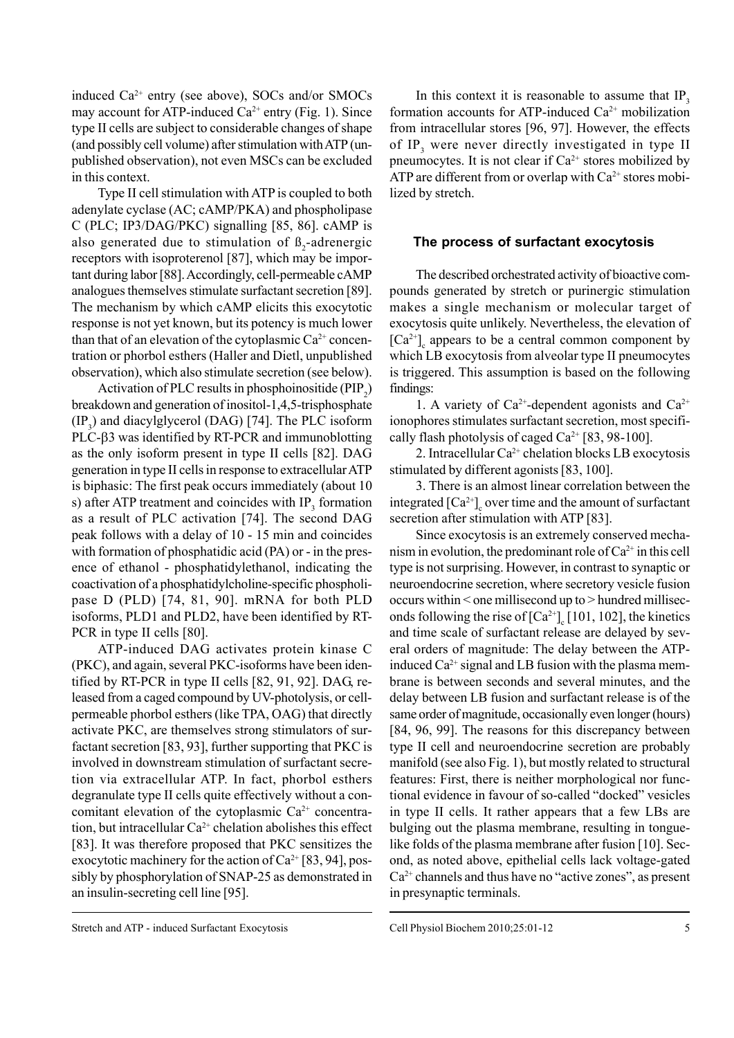induced $Ca^{2+}$ entry (see above), SOCs and/or SMOCs may account for ATP-induced $Ca^{2+}$ entry (Fig. 1). Since type II cells are subject to considerable changes of shape (and possibly cell volume) after stimulation with ATP (unpublished observation), not even MSCs can be excluded in this context.

Type II cell stimulation with ATP is coupled to both adenylate cyclase (AC; cAMP/PKA) and phospholipase C (PLC; IP3/DAG/PKC) signalling [85, 86]. cAMP is also generated due to stimulation of $ß_2$-adrenergic receptors with isoproterenol [87], which may be important during labor [88]. Accordingly, cell-permeable cAMP analogues themselves stimulate surfactant secretion [89]. The mechanism by which cAMP elicits this exocytotic response is not yet known, but its potency is much lower than that of an elevation of the cytoplasmic $Ca^{2+}$ concentration or phorbol esthers (Haller and Dietl, unpublished observation), which also stimulate secretion (see below).

Activation of PLC results in phosphoinositide ($PIP_2$) breakdown and generation of inositol-1,4,5-trisphosphate ($IP_3$) and diacylglycerol (DAG) [74]. The PLC isoform PLC-β3 was identified by RT-PCR and immunoblotting as the only isoform present in type II cells [82]. DAG generation in type II cells in response to extracellular ATP is biphasic: The first peak occurs immediately (about 10 s) after ATP treatment and coincides with $IP_3$ formation as a result of PLC activation [74]. The second DAG peak follows with a delay of 10 - 15 min and coincides with formation of phosphatidic acid (PA) or - in the presence of ethanol - phosphatidylethanol, indicating the coactivation of a phosphatidylcholine-specific phospholipase D (PLD) [74, 81, 90]. mRNA for both PLD isoforms, PLD1 and PLD2, have been identified by RT-PCR in type II cells [80].

ATP-induced DAG activates protein kinase C (PKC), and again, several PKC-isoforms have been identified by RT-PCR in type II cells [82, 91, 92]. DAG, released from a caged compound by UV-photolysis, or cell-permeable phorbol esthers (like TPA, OAG) that directly activate PKC, are themselves strong stimulators of surfactant secretion [83, 93], further supporting that PKC is involved in downstream stimulation of surfactant secretion via extracellular ATP. In fact, phorbol esthers degranulate type II cells quite effectively without a concomitant elevation of the cytoplasmic $Ca^{2+}$ concentration, but intracellular $Ca^{2+}$ chelation abolishes this effect [83]. It was therefore proposed that PKC sensitizes the exocytotic machinery for the action of $Ca^{2+}$ [83, 94], possibly by phosphorylation of SNAP-25 as demonstrated in an insulin-secreting cell line [95].

In this context it is reasonable to assume that $IP_3$ formation accounts for ATP-induced $Ca^{2+}$ mobilization from intracellular stores [96, 97]. However, the effects of $IP_3$ were never directly investigated in type II pneumocytes. It is not clear if $Ca^{2+}$ stores mobilized by ATP are different from or overlap with $Ca^{2+}$ stores mobilized by stretch.

## The process of surfactant exocytosis

The described orchestrated activity of bioactive compounds generated by stretch or purinergic stimulation makes a single mechanism or molecular target of exocytosis quite unlikely. Nevertheless, the elevation of $[Ca^{2+}]_c$ appears to be a central common component by which LB exocytosis from alveolar type II pneumocytes is triggered. This assumption is based on the following findings:

1. A variety of $Ca^{2+}$-dependent agonists and $Ca^{2+}$ ionophores stimulates surfactant secretion, most specifically flash photolysis of caged $Ca^{2+}$ [83, 98-100].

2. Intracellular $Ca^{2+}$ chelation blocks LB exocytosis stimulated by different agonists [83, 100].

3. There is an almost linear correlation between the integrated $[Ca^{2+}]_c$ over time and the amount of surfactant secretion after stimulation with ATP [83].

Since exocytosis is an extremely conserved mechanism in evolution, the predominant role of $Ca^{2+}$ in this cell type is not surprising. However, in contrast to synaptic or neuroendocrine secretion, where secretory vesicle fusion occurs within < one millisecond up to > hundred milliseconds following the rise of $[Ca^{2+}]_c$ [101, 102], the kinetics and time scale of surfactant release are delayed by several orders of magnitude: The delay between the ATP-induced $Ca^{2+}$ signal and LB fusion with the plasma membrane is between seconds and several minutes, and the delay between LB fusion and surfactant release is of the same order of magnitude, occasionally even longer (hours) [84, 96, 99]. The reasons for this discrepancy between type II cell and neuroendocrine secretion are probably manifold (see also Fig. 1), but mostly related to structural features: First, there is neither morphological nor functional evidence in favour of so-called "docked" vesicles in type II cells. It rather appears that a few LBs are bulging out the plasma membrane, resulting in tongue-like folds of the plasma membrane after fusion [10]. Second, as noted above, epithelial cells lack voltage-gated $Ca^{2+}$ channels and thus have no "active zones", as present in presynaptic terminals.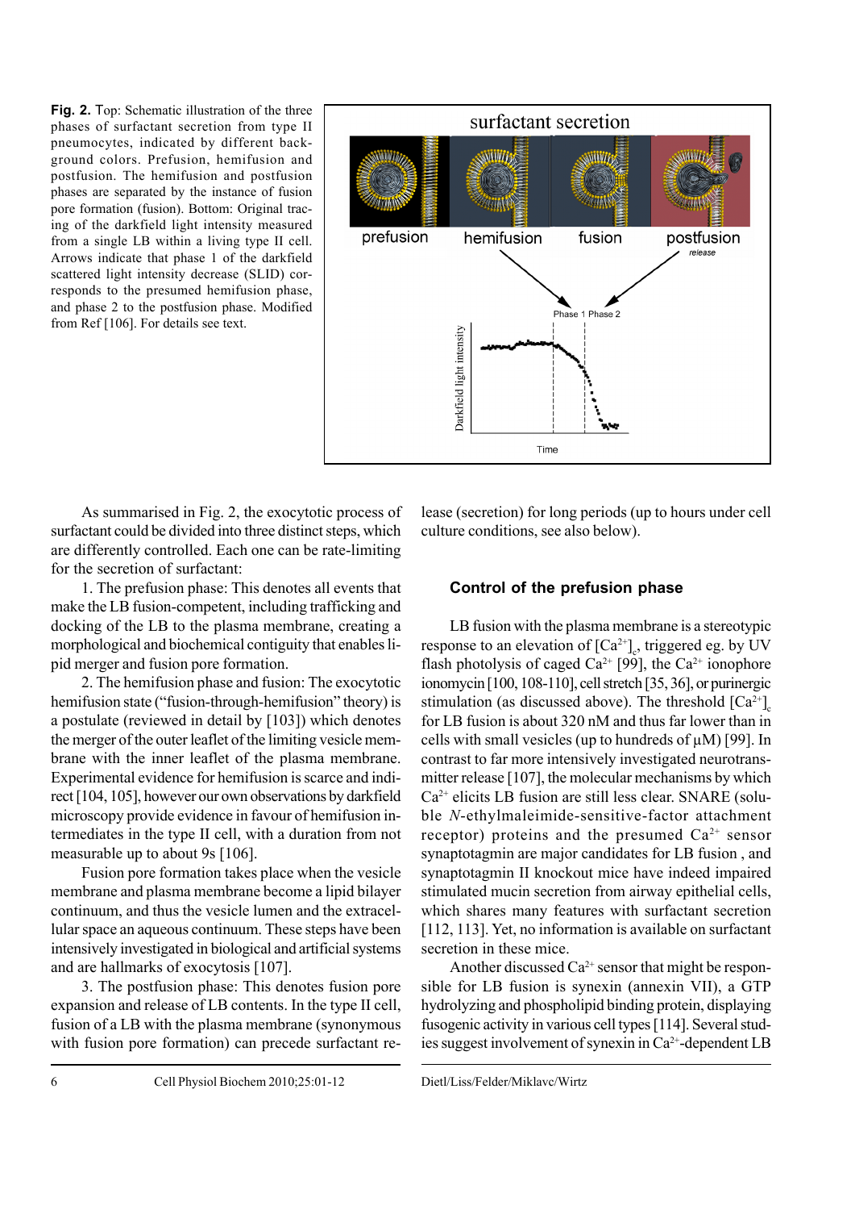**Fig. 2.** Top: Schematic illustration of the three phases of surfactant secretion from type II pneumocytes, indicated by different background colors. Prefusion, hemifusion and postfusion. The hemifusion and postfusion phases are separated by the instance of fusion pore formation (fusion). Bottom: Original tracing of the darkfield light intensity measured from a single LB within a living type II cell. Arrows indicate that phase 1 of the darkfield scattered light intensity decrease (SLID) corresponds to the presumed hemifusion phase, and phase 2 to the postfusion phase. Modified from Ref [106]. For details see text.

As summarised in Fig. 2, the exocytotic process of surfactant could be divided into three distinct steps, which are differently controlled. Each one can be rate-limiting for the secretion of surfactant:

1. The prefusion phase: This denotes all events that make the LB fusion-competent, including trafficking and docking of the LB to the plasma membrane, creating a morphological and biochemical contiguity that enables lipid merger and fusion pore formation.

2. The hemifusion phase and fusion: The exocytotic hemifusion state ("fusion-through-hemifusion" theory) is a postulate (reviewed in detail by [103]) which denotes the merger of the outer leaflet of the limiting vesicle membrane with the inner leaflet of the plasma membrane. Experimental evidence for hemifusion is scarce and indirect [104, 105], however our own observations by darkfield microscopy provide evidence in favour of hemifusion intermediates in the type II cell, with a duration from not measurable up to about 9s [106].

Fusion pore formation takes place when the vesicle membrane and plasma membrane become a lipid bilayer continuum, and thus the vesicle lumen and the extracellular space an aqueous continuum. These steps have been intensively investigated in biological and artificial systems and are hallmarks of exocytosis [107].

3. The postfusion phase: This denotes fusion pore expansion and release of LB contents. In the type II cell, fusion of a LB with the plasma membrane (synonymous with fusion pore formation) can precede surfactant release (secretion) for long periods (up to hours under cell culture conditions, see also below).

## Control of the prefusion phase

LB fusion with the plasma membrane is a stereotypic response to an elevation of $[Ca^{2+}]_c$, triggered eg. by UV flash photolysis of caged $Ca^{2+}$ [99], the $Ca^{2+}$ ionophore ionomycin [100, 108-110], cell stretch [35, 36], or purinergic stimulation (as discussed above). The threshold $[Ca^{2+}]_c$ for LB fusion is about 320 nM and thus far lower than in cells with small vesicles (up to hundreds of μM) [99]. In contrast to far more intensively investigated neurotransmitter release [107], the molecular mechanisms by which $Ca^{2+}$ elicits LB fusion are still less clear. SNARE (soluble *N*-ethylmaleimide-sensitive-factor attachment receptor) proteins and the presumed $Ca^{2+}$ sensor synaptotagmin are major candidates for LB fusion , and synaptotagmin II knockout mice have indeed impaired stimulated mucin secretion from airway epithelial cells, which shares many features with surfactant secretion [112, 113]. Yet, no information is available on surfactant secretion in these mice.

Another discussed $Ca^{2+}$ sensor that might be responsible for LB fusion is synexin (annexin VII), a GTP hydrolyzing and phospholipid binding protein, displaying fusogenic activity in various cell types [114]. Several studies suggest involvement of synexin in $Ca^{2+}$-dependent LB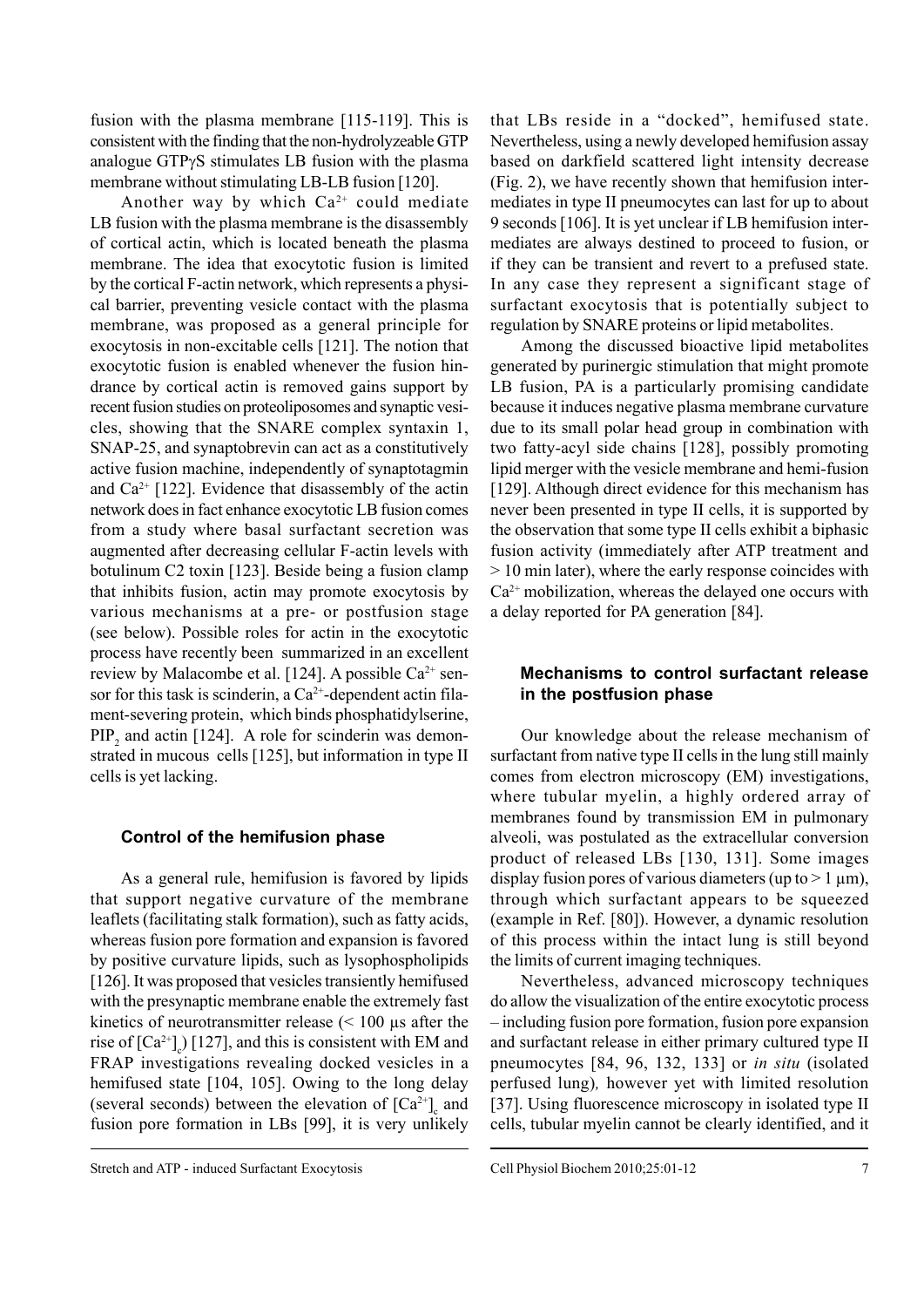fusion with the plasma membrane [115-119]. This is consistent with the finding that the non-hydrolyzeable GTP analogue GTPγS stimulates LB fusion with the plasma membrane without stimulating LB-LB fusion [120].

Another way by which $Ca^{2+}$ could mediate LB fusion with the plasma membrane is the disassembly of cortical actin, which is located beneath the plasma membrane. The idea that exocytotic fusion is limited by the cortical F-actin network, which represents a physical barrier, preventing vesicle contact with the plasma membrane, was proposed as a general principle for exocytosis in non-excitable cells [121]. The notion that exocytotic fusion is enabled whenever the fusion hindrance by cortical actin is removed gains support by recent fusion studies on proteoliposomes and synaptic vesicles, showing that the SNARE complex syntaxin 1, SNAP-25, and synaptobrevin can act as a constitutively active fusion machine, independently of synaptotagmin and $Ca^{2+}$ [122]. Evidence that disassembly of the actin network does in fact enhance exocytotic LB fusion comes from a study where basal surfactant secretion was augmented after decreasing cellular F-actin levels with botulinum C2 toxin [123]. Beside being a fusion clamp that inhibits fusion, actin may promote exocytosis by various mechanisms at a pre- or postfusion stage (see below). Possible roles for actin in the exocytotic process have recently been summarized in an excellent review by Malacombe et al. [124]. A possible $Ca^{2+}$ sensor for this task is scinderin, a $Ca^{2+}$-dependent actin filament-severing protein, which binds phosphatidylserine, $PIP_2$ and actin [124]. A role for scinderin was demonstrated in mucous cells [125], but information in type II cells is yet lacking.

### Control of the hemifusion phase

As a general rule, hemifusion is favored by lipids that support negative curvature of the membrane leaflets (facilitating stalk formation), such as fatty acids, whereas fusion pore formation and expansion is favored by positive curvature lipids, such as lysophospholipids [126]. It was proposed that vesicles transiently hemifused with the presynaptic membrane enable the extremely fast kinetics of neurotransmitter release (< 100 µs after the rise of $[Ca^{2+}]_c$) [127], and this is consistent with EM and FRAP investigations revealing docked vesicles in a hemifused state [104, 105]. Owing to the long delay (several seconds) between the elevation of $[Ca^{2+}]_c$ and fusion pore formation in LBs [99], it is very unlikely that LBs reside in a "docked", hemifused state. Nevertheless, using a newly developed hemifusion assay based on darkfield scattered light intensity decrease (Fig. 2), we have recently shown that hemifusion intermediates in type II pneumocytes can last for up to about 9 seconds [106]. It is yet unclear if LB hemifusion intermediates are always destined to proceed to fusion, or if they can be transient and revert to a prefused state. In any case they represent a significant stage of surfactant exocytosis that is potentially subject to regulation by SNARE proteins or lipid metabolites.

Among the discussed bioactive lipid metabolites generated by purinergic stimulation that might promote LB fusion, PA is a particularly promising candidate because it induces negative plasma membrane curvature due to its small polar head group in combination with two fatty-acyl side chains [128], possibly promoting lipid merger with the vesicle membrane and hemi-fusion [129]. Although direct evidence for this mechanism has never been presented in type II cells, it is supported by the observation that some type II cells exhibit a biphasic fusion activity (immediately after ATP treatment and > 10 min later), where the early response coincides with $Ca^{2+}$ mobilization, whereas the delayed one occurs with a delay reported for PA generation [84].

### Mechanisms to control surfactant release in the postfusion phase

Our knowledge about the release mechanism of surfactant from native type II cells in the lung still mainly comes from electron microscopy (EM) investigations, where tubular myelin, a highly ordered array of membranes found by transmission EM in pulmonary alveoli, was postulated as the extracellular conversion product of released LBs [130, 131]. Some images display fusion pores of various diameters (up to > 1 µm), through which surfactant appears to be squeezed (example in Ref. [80]). However, a dynamic resolution of this process within the intact lung is still beyond the limits of current imaging techniques.

Nevertheless, advanced microscopy techniques do allow the visualization of the entire exocytotic process – including fusion pore formation, fusion pore expansion and surfactant release in either primary cultured type II pneumocytes [84, 96, 132, 133] or *in situ* (isolated perfused lung), however yet with limited resolution [37]. Using fluorescence microscopy in isolated type II cells, tubular myelin cannot be clearly identified, and it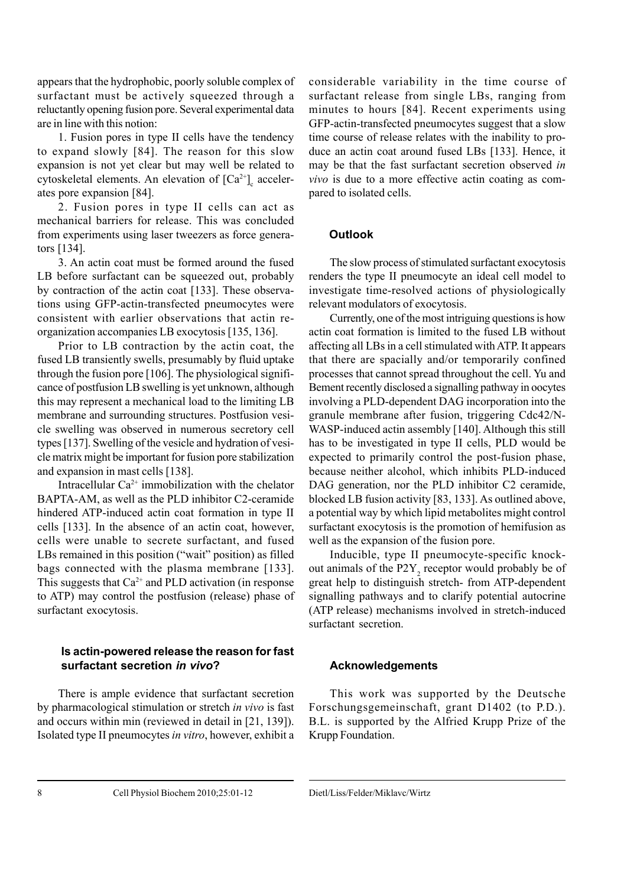appears that the hydrophobic, poorly soluble complex of surfactant must be actively squeezed through a reluctantly opening fusion pore. Several experimental data are in line with this notion:

1. Fusion pores in type II cells have the tendency to expand slowly [84]. The reason for this slow expansion is not yet clear but may well be related to cytoskeletal elements. An elevation of $[Ca^{2+}]_c$ accelerates pore expansion [84].

2. Fusion pores in type II cells can act as mechanical barriers for release. This was concluded from experiments using laser tweezers as force generators [134].

3. An actin coat must be formed around the fused LB before surfactant can be squeezed out, probably by contraction of the actin coat [133]. These observations using GFP-actin-transfected pneumocytes were consistent with earlier observations that actin reorganization accompanies LB exocytosis [135, 136].

Prior to LB contraction by the actin coat, the fused LB transiently swells, presumably by fluid uptake through the fusion pore [106]. The physiological significance of postfusion LB swelling is yet unknown, although this may represent a mechanical load to the limiting LB membrane and surrounding structures. Postfusion vesicle swelling was observed in numerous secretory cell types [137]. Swelling of the vesicle and hydration of vesicle matrix might be important for fusion pore stabilization and expansion in mast cells [138].

Intracellular $Ca^{2+}$ immobilization with the chelator BAPTA-AM, as well as the PLD inhibitor C2-ceramide hindered ATP-induced actin coat formation in type II cells [133]. In the absence of an actin coat, however, cells were unable to secrete surfactant, and fused LBs remained in this position ("wait" position) as filled bags connected with the plasma membrane [133]. This suggests that $Ca^{2+}$ and PLD activation (in response to ATP) may control the postfusion (release) phase of surfactant exocytosis.

### Is actin-powered release the reason for fast surfactant secretion *in vivo*?

There is ample evidence that surfactant secretion by pharmacological stimulation or stretch *in vivo* is fast and occurs within min (reviewed in detail in [21, 139]). Isolated type II pneumocytes *in vitro*, however, exhibit a considerable variability in the time course of surfactant release from single LBs, ranging from minutes to hours [84]. Recent experiments using GFP-actin-transfected pneumocytes suggest that a slow time course of release relates with the inability to produce an actin coat around fused LBs [133]. Hence, it may be that the fast surfactant secretion observed *in vivo* is due to a more effective actin coating as compared to isolated cells.

## Outlook

The slow process of stimulated surfactant exocytosis renders the type II pneumocyte an ideal cell model to investigate time-resolved actions of physiologically relevant modulators of exocytosis.

Currently, one of the most intriguing questions is how actin coat formation is limited to the fused LB without affecting all LBs in a cell stimulated with ATP. It appears that there are spacially and/or temporarily confined processes that cannot spread throughout the cell. Yu and Bement recently disclosed a signalling pathway in oocytes involving a PLD-dependent DAG incorporation into the granule membrane after fusion, triggering Cdc42/N-WASP-induced actin assembly [140]. Although this still has to be investigated in type II cells, PLD would be expected to primarily control the post-fusion phase, because neither alcohol, which inhibits PLD-induced DAG generation, nor the PLD inhibitor C2 ceramide, blocked LB fusion activity [83, 133]. As outlined above, a potential way by which lipid metabolites might control surfactant exocytosis is the promotion of hemifusion as well as the expansion of the fusion pore.

Inducible, type II pneumocyte-specific knockout animals of the $P2Y_2$ receptor would probably be of great help to distinguish stretch- from ATP-dependent signalling pathways and to clarify potential autocrine (ATP release) mechanisms involved in stretch-induced surfactant secretion.

## Acknowledgements

This work was supported by the Deutsche Forschungsgemeinschaft, grant D1402 (to P.D.). B.L. is supported by the Alfried Krupp Prize of the Krupp Foundation.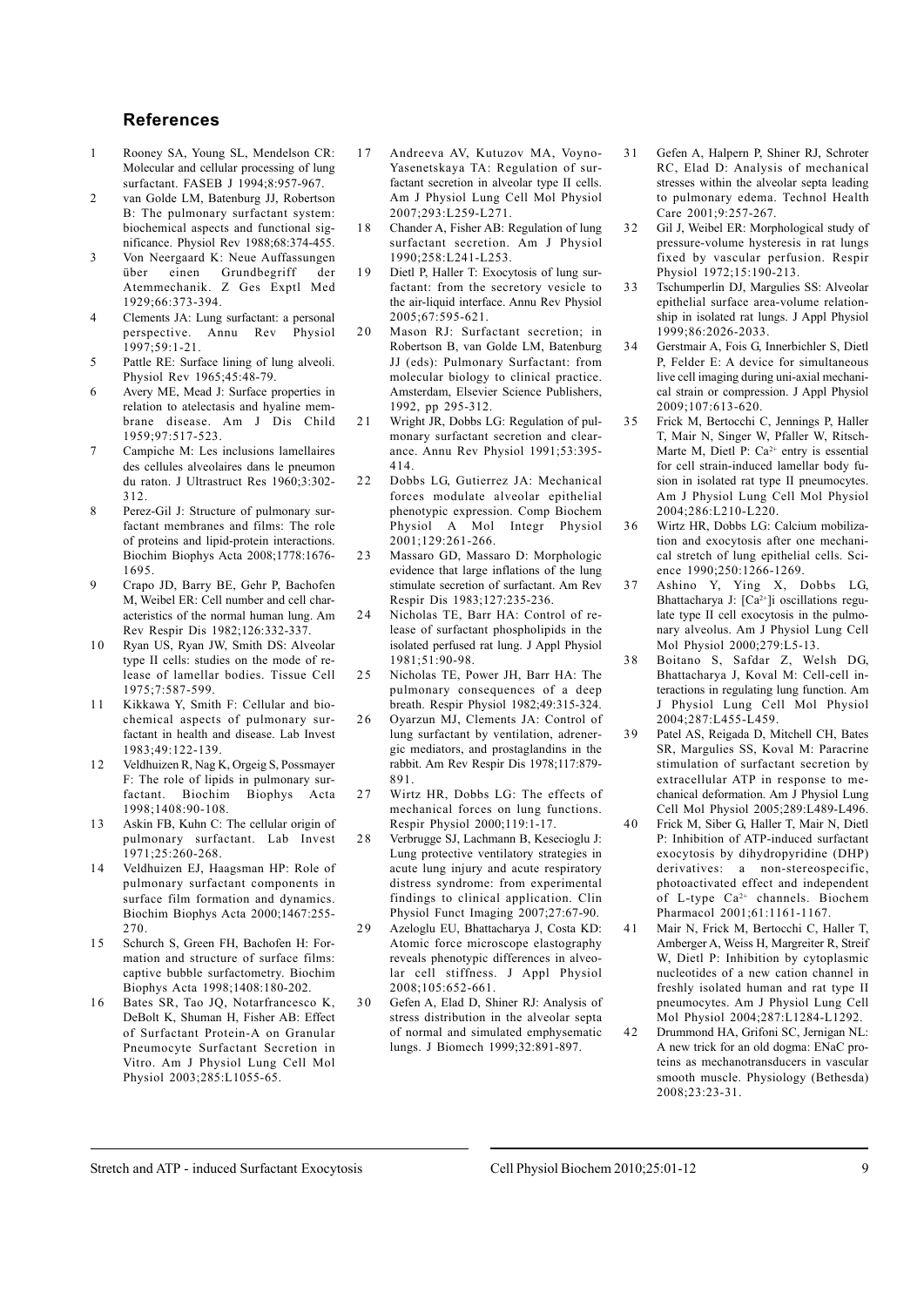## References

1. Rooney SA, Young SL, Mendelson CR: Molecular and cellular processing of lung surfactant. FASEB J 1994;8:957-967.
2. van Golde LM, Batenburg JJ, Robertson B: The pulmonary surfactant system: biochemical aspects and functional significance. Physiol Rev 1988;68:374-455.
3. Von Neergaard K: Neue Auffassungen über einen Grundbegriff der Atemmechanik. Z Ges Exptl Med 1929;66:373-394.
4. Clements JA: Lung surfactant: a personal perspective. Annu Rev Physiol 1997;59:1-21.
5. Pattle RE: Surface lining of lung alveoli. Physiol Rev 1965;45:48-79.
6. Avery ME, Mead J: Surface properties in relation to atelectasis and hyaline membrane disease. Am J Dis Child 1959;97:517-523.
7. Campiche M: Les inclusions lamellaires des cellules alveolaires dans le pneumon du raton. J Ultrastruct Res 1960;3:302-312.
8. Perez-Gil J: Structure of pulmonary surfactant membranes and films: The role of proteins and lipid-protein interactions. Biochim Biophys Acta 2008;1778:1676-1695.
9. Crapo JD, Barry BE, Gehr P, Bachofen M, Weibel ER: Cell number and cell characteristics of the normal human lung. Am Rev Respir Dis 1982;126:332-337.
10. Ryan US, Ryan JW, Smith DS: Alveolar type II cells: studies on the mode of release of lamellar bodies. Tissue Cell 1975;7:587-599.
11. Kikkawa Y, Smith F: Cellular and biochemical aspects of pulmonary surfactant in health and disease. Lab Invest 1983;49:122-139.
12. Veldhuizen R, Nag K, Orgeig S, Possmayer F: The role of lipids in pulmonary surfactant. Biochim Biophys Acta 1998;1408:90-108.
13. Askin FB, Kuhn C: The cellular origin of pulmonary surfactant. Lab Invest 1971;25:260-268.
14. Veldhuizen EJ, Haagsman HP: Role of pulmonary surfactant components in surface film formation and dynamics. Biochim Biophys Acta 2000;1467:255-270.
15. Schurch S, Green FH, Bachofen H: Formation and structure of surface films: captive bubble surfactometry. Biochim Biophys Acta 1998;1408:180-202.
16. Bates SR, Tao JQ, Notarfrancesco K, DeBolt K, Shuman H, Fisher AB: Effect of Surfactant Protein-A on Granular Pneumocyte Surfactant Secretion in Vitro. Am J Physiol Lung Cell Mol Physiol 2003;285:L1055-65.
17. Andreeva AV, Kutuzov MA, Voyno-Yasenetskaya TA: Regulation of surfactant secretion in alveolar type II cells. Am J Physiol Lung Cell Mol Physiol 2007;293:L259-L271.
18. Chander A, Fisher AB: Regulation of lung surfactant secretion. Am J Physiol 1990;258:L241-L253.
19. Dietl P, Haller T: Exocytosis of lung surfactant: from the secretory vesicle to the air-liquid interface. Annu Rev Physiol 2005;67:595-621.
20. Mason RJ: Surfactant secretion; in Robertson B, van Golde LM, Batenburg JJ (eds): Pulmonary Surfactant: from molecular biology to clinical practice. Amsterdam, Elsevier Science Publishers, 1992, pp 295-312.
21. Wright JR, Dobbs LG: Regulation of pulmonary surfactant secretion and clearance. Annu Rev Physiol 1991;53:395-414.
22. Dobbs LG, Gutierrez JA: Mechanical forces modulate alveolar epithelial phenotypic expression. Comp Biochem Physiol A Mol Integr Physiol 2001;129:261-266.
23. Massaro GD, Massaro D: Morphologic evidence that large inflations of the lung stimulate secretion of surfactant. Am Rev Respir Dis 1983;127:235-236.
24. Nicholas TE, Barr HA: Control of release of surfactant phospholipids in the isolated perfused rat lung. J Appl Physiol 1981;51:90-98.
25. Nicholas TE, Power JH, Barr HA: The pulmonary consequences of a deep breath. Respir Physiol 1982;49:315-324.
26. Oyarzun MJ, Clements JA: Control of lung surfactant by ventilation, adrenergic mediators, and prostaglandins in the rabbit. Am Rev Respir Dis 1978;117:879-891.
27. Wirtz HR, Dobbs LG: The effects of mechanical forces on lung functions. Respir Physiol 2000;119:1-17.
28. Verbrugge SJ, Lachmann B, Kesecioglu J: Lung protective ventilatory strategies in acute lung injury and acute respiratory distress syndrome: from experimental findings to clinical application. Clin Physiol Funct Imaging 2007;27:67-90.
29. Azeloglu EU, Bhattacharya J, Costa KD: Atomic force microscope elastography reveals phenotypic differences in alveolar cell stiffness. J Appl Physiol 2008;105:652-661.
30. Gefen A, Elad D, Shiner RJ: Analysis of stress distribution in the alveolar septa of normal and simulated emphysematic lungs. J Biomech 1999;32:891-897.
31. Gefen A, Halpern P, Shiner RJ, Schroter RC, Elad D: Analysis of mechanical stresses within the alveolar septa leading to pulmonary edema. Technol Health Care 2001;9:257-267.
32. Gil J, Weibel ER: Morphological study of pressure-volume hysteresis in rat lungs fixed by vascular perfusion. Respir Physiol 1972;15:190-213.
33. Tschumperlin DJ, Margulies SS: Alveolar epithelial surface area-volume relationship in isolated rat lungs. J Appl Physiol 1999;86:2026-2033.
34. Gerstmair A, Fois G, Innerbichler S, Dietl P, Felder E: A device for simultaneous live cell imaging during uni-axial mechanical strain or compression. J Appl Physiol 2009;107:613-620.
35. Frick M, Bertocchi C, Jennings P, Haller T, Mair N, Singer W, Pfaller W, Ritsch-Marte M, Dietl P: $Ca^{2+}$ entry is essential for cell strain-induced lamellar body fusion in isolated rat type II pneumocytes. Am J Physiol Lung Cell Mol Physiol 2004;286:L210-L220.
36. Wirtz HR, Dobbs LG: Calcium mobilization and exocytosis after one mechanical stretch of lung epithelial cells. Science 1990;250:1266-1269.
37. Ashino Y, Ying X, Dobbs LG, Bhattacharya J: $[Ca^{2+}]i$ oscillations regulate type II cell exocytosis in the pulmonary alveolus. Am J Physiol Lung Cell Mol Physiol 2000;279:L5-13.
38. Boitano S, Safdar Z, Welsh DG, Bhattacharya J, Koval M: Cell-cell interactions in regulating lung function. Am J Physiol Lung Cell Mol Physiol 2004;287:L455-L459.
39. Patel AS, Reigada D, Mitchell CH, Bates SR, Margulies SS, Koval M: Paracrine stimulation of surfactant secretion by extracellular ATP in response to mechanical deformation. Am J Physiol Lung Cell Mol Physiol 2005;289:L489-L496.
40. Frick M, Siber G, Haller T, Mair N, Dietl P: Inhibition of ATP-induced surfactant exocytosis by dihydropyridine (DHP) derivatives: a non-stereospecific, photoactivated effect and independent of L-type $Ca^{2+}$ channels. Biochem Pharmacol 2001;61:1161-1167.
41. Mair N, Frick M, Bertocchi C, Haller T, Amberger A, Weiss H, Margreiter R, Streif W, Dietl P: Inhibition by cytoplasmic nucleotides of a new cation channel in freshly isolated human and rat type II pneumocytes. Am J Physiol Lung Cell Mol Physiol 2004;287:L1284-L1292.
42. Drummond HA, Grifoni SC, Jernigan NL: A new trick for an old dogma: ENaC proteins as mechanotransducers in vascular smooth muscle. Physiology (Bethesda) 2008;23:23-31.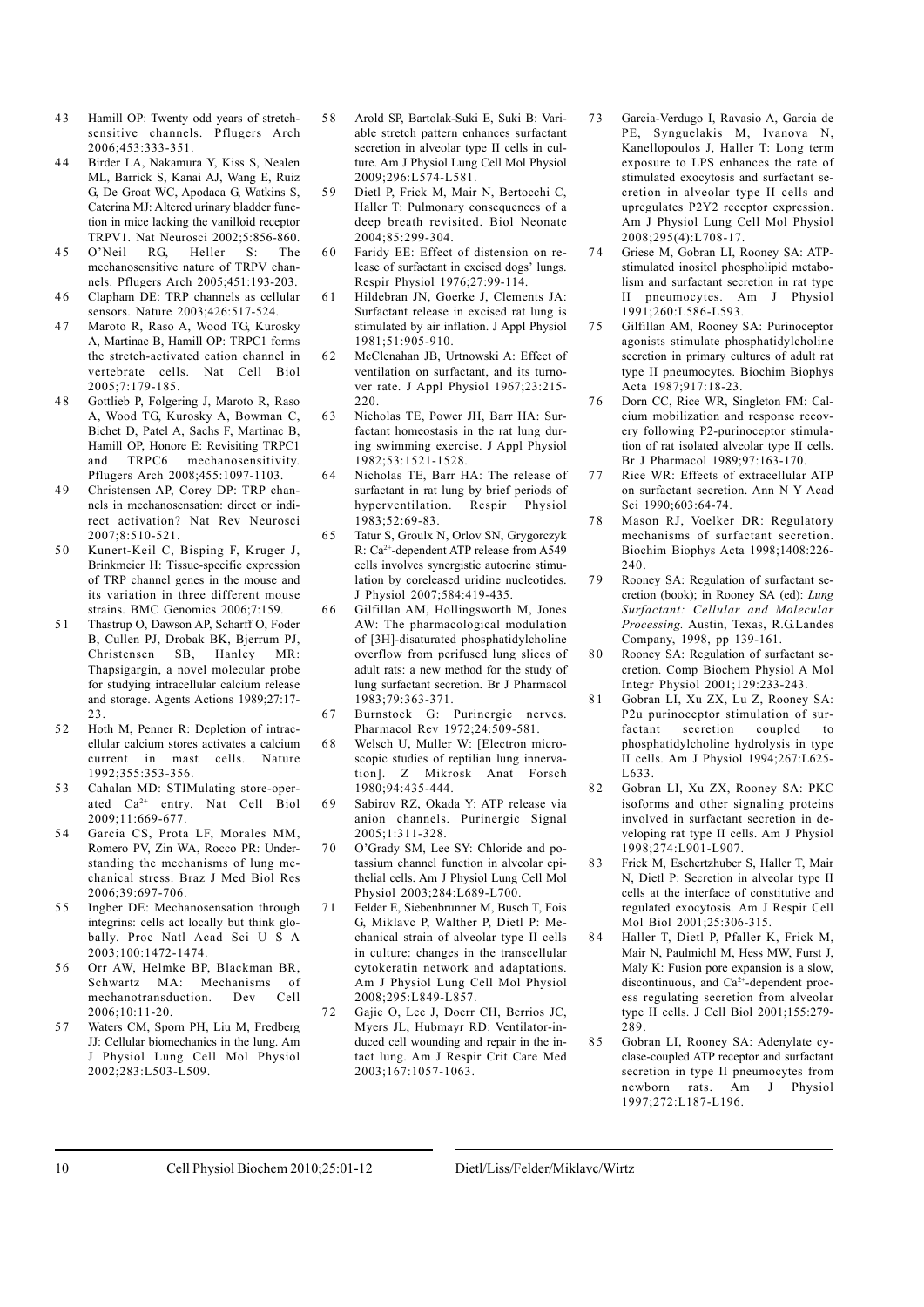43 Hamill OP: Twenty odd years of stretch-sensitive channels. Pflugers Arch 2006;453:333-351.

44 Birder LA, Nakamura Y, Kiss S, Nealen ML, Barrick S, Kanai AJ, Wang E, Ruiz G, De Groat WC, Apodaca G, Watkins S, Caterina MJ: Altered urinary bladder function in mice lacking the vanilloid receptor TRPV1. Nat Neurosci 2002;5:856-860.

45 O'Neil RG, Heller S: The mechanosensitive nature of TRPV channels. Pflugers Arch 2005;451:193-203.

46 Clapham DE: TRP channels as cellular sensors. Nature 2003;426:517-524.

47 Maroto R, Raso A, Wood TG, Kurosky A, Martinac B, Hamill OP: TRPC1 forms the stretch-activated cation channel in vertebrate cells. Nat Cell Biol 2005;7:179-185.

48 Gottlieb P, Folgering J, Maroto R, Raso A, Wood TG, Kurosky A, Bowman C, Bichet D, Patel A, Sachs F, Martinac B, Hamill OP, Honore E: Revisiting TRPC1 and TRPC6 mechanosensitivity. Pflugers Arch 2008;455:1097-1103.

49 Christensen AP, Corey DP: TRP channels in mechanosensation: direct or indirect activation? Nat Rev Neurosci 2007;8:510-521.

50 Kunert-Keil C, Bisping F, Kruger J, Brinkmeier H: Tissue-specific expression of TRP channel genes in the mouse and its variation in three different mouse strains. BMC Genomics 2006;7:159.

51 Thastrup O, Dawson AP, Scharff O, Foder B, Cullen PJ, Drobak BK, Bjerrum PJ, Christensen SB, Hanley MR: Thapsigargin, a novel molecular probe for studying intracellular calcium release and storage. Agents Actions 1989;27:17-23.

52 Hoth M, Penner R: Depletion of intracellular calcium stores activates a calcium current in mast cells. Nature 1992;355:353-356.

53 Cahalan MD: STIMulating store-operated $Ca^{2+}$ entry. Nat Cell Biol 2009;11:669-677.

54 Garcia CS, Prota LF, Morales MM, Romero PV, Zin WA, Rocco PR: Understanding the mechanisms of lung mechanical stress. Braz J Med Biol Res 2006;39:697-706.

55 Ingber DE: Mechanosensation through integrins: cells act locally but think globally. Proc Natl Acad Sci U S A 2003;100:1472-1474.

56 Orr AW, Helmke BP, Blackman BR, Schwartz MA: Mechanisms of mechanotransduction. Dev Cell 2006;10:11-20.

57 Waters CM, Sporn PH, Liu M, Fredberg JJ: Cellular biomechanics in the lung. Am J Physiol Lung Cell Mol Physiol 2002;283:L503-L509.

58 Arold SP, Bartolak-Suki E, Suki B: Variable stretch pattern enhances surfactant secretion in alveolar type II cells in culture. Am J Physiol Lung Cell Mol Physiol 2009;296:L574-L581.

59 Dietl P, Frick M, Mair N, Bertocchi C, Haller T: Pulmonary consequences of a deep breath revisited. Biol Neonate 2004;85:299-304.

60 Faridy EE: Effect of distension on release of surfactant in excised dogs' lungs. Respir Physiol 1976;27:99-114.

61 Hildebran JN, Goerke J, Clements JA: Surfactant release in excised rat lung is stimulated by air inflation. J Appl Physiol 1981;51:905-910.

62 McClenahan JB, Urtnowski A: Effect of ventilation on surfactant, and its turnover rate. J Appl Physiol 1967;23:215-220.

63 Nicholas TE, Power JH, Barr HA: Surfactant homeostasis in the rat lung during swimming exercise. J Appl Physiol 1982;53:1521-1528.

64 Nicholas TE, Barr HA: The release of surfactant in rat lung by brief periods of hyperventilation. Respir Physiol 1983;52:69-83.

65 Tatur S, Groulx N, Orlov SN, Grygorczyk R: $Ca^{2+}$-dependent ATP release from A549 cells involves synergistic autocrine stimulation by coreleased uridine nucleotides. J Physiol 2007;584:419-435.

66 Gilfillan AM, Hollingsworth M, Jones AW: The pharmacological modulation of [3H]-disaturated phosphatidylcholine overflow from perifused lung slices of adult rats: a new method for the study of lung surfactant secretion. Br J Pharmacol 1983;79:363-371.

67 Burnstock G: Purinergic nerves. Pharmacol Rev 1972;24:509-581.

68 Welsch U, Muller W: [Electron microscopic studies of reptilian lung innervation]. Z Mikrosk Anat Forsch 1980;94:435-444.

69 Sabirov RZ, Okada Y: ATP release via anion channels. Purinergic Signal 2005;1:311-328.

70 O'Grady SM, Lee SY: Chloride and potassium channel function in alveolar epithelial cells. Am J Physiol Lung Cell Mol Physiol 2003;284:L689-L700.

71 Felder E, Siebenbrunner M, Busch T, Fois G, Miklavc P, Walther P, Dietl P: Mechanical strain of alveolar type II cells in culture: changes in the transcellular cytokeratin network and adaptations. Am J Physiol Lung Cell Mol Physiol 2008;295:L849-L857.

72 Gajic O, Lee J, Doerr CH, Berrios JC, Myers JL, Hubmayr RD: Ventilator-induced cell wounding and repair in the intact lung. Am J Respir Crit Care Med 2003;167:1057-1063.

73 Garcia-Verdugo I, Ravasio A, Garcia de PE, Synguelakis M, Ivanova N, Kanellopoulos J, Haller T: Long term exposure to LPS enhances the rate of stimulated exocytosis and surfactant secretion in alveolar type II cells and upregulates P2Y2 receptor expression. Am J Physiol Lung Cell Mol Physiol 2008;295(4):L708-17.

74 Griese M, Gobran LI, Rooney SA: ATP-stimulated inositol phospholipid metabolism and surfactant secretion in rat type II pneumocytes. Am J Physiol 1991;260:L586-L593.

75 Gilfillan AM, Rooney SA: Purinoceptor agonists stimulate phosphatidylcholine secretion in primary cultures of adult rat type II pneumocytes. Biochim Biophys Acta 1987;917:18-23.

76 Dorn CC, Rice WR, Singleton FM: Calcium mobilization and response recovery following P2-purinoceptor stimulation of rat isolated alveolar type II cells. Br J Pharmacol 1989;97:163-170.

77 Rice WR: Effects of extracellular ATP on surfactant secretion. Ann N Y Acad Sci 1990;603:64-74.

78 Mason RJ, Voelker DR: Regulatory mechanisms of surfactant secretion. Biochim Biophys Acta 1998;1408:226-240.

79 Rooney SA: Regulation of surfactant secretion (book); in Rooney SA (ed): *Lung Surfactant: Cellular and Molecular Processing.* Austin, Texas, R.G.Landes Company, 1998, pp 139-161.

80 Rooney SA: Regulation of surfactant secretion. Comp Biochem Physiol A Mol Integr Physiol 2001;129:233-243.

81 Gobran LI, Xu ZX, Lu Z, Rooney SA: P2u purinoceptor stimulation of surfactant secretion coupled to phosphatidylcholine hydrolysis in type II cells. Am J Physiol 1994;267:L625-L633.

82 Gobran LI, Xu ZX, Rooney SA: PKC isoforms and other signaling proteins involved in surfactant secretion in developing rat type II cells. Am J Physiol 1998;274:L901-L907.

83 Frick M, Eschertzhuber S, Haller T, Mair N, Dietl P: Secretion in alveolar type II cells at the interface of constitutive and regulated exocytosis. Am J Respir Cell Mol Biol 2001;25:306-315.

84 Haller T, Dietl P, Pfaller K, Frick M, Mair N, Paulmichl M, Hess MW, Furst J, Maly K: Fusion pore expansion is a slow, discontinuous, and $Ca^{2+}$-dependent process regulating secretion from alveolar type II cells. J Cell Biol 2001;155:279-289.

85 Gobran LI, Rooney SA: Adenylate cyclase-coupled ATP receptor and surfactant secretion in type II pneumocytes from newborn rats. Am J Physiol 1997;272:L187-L196.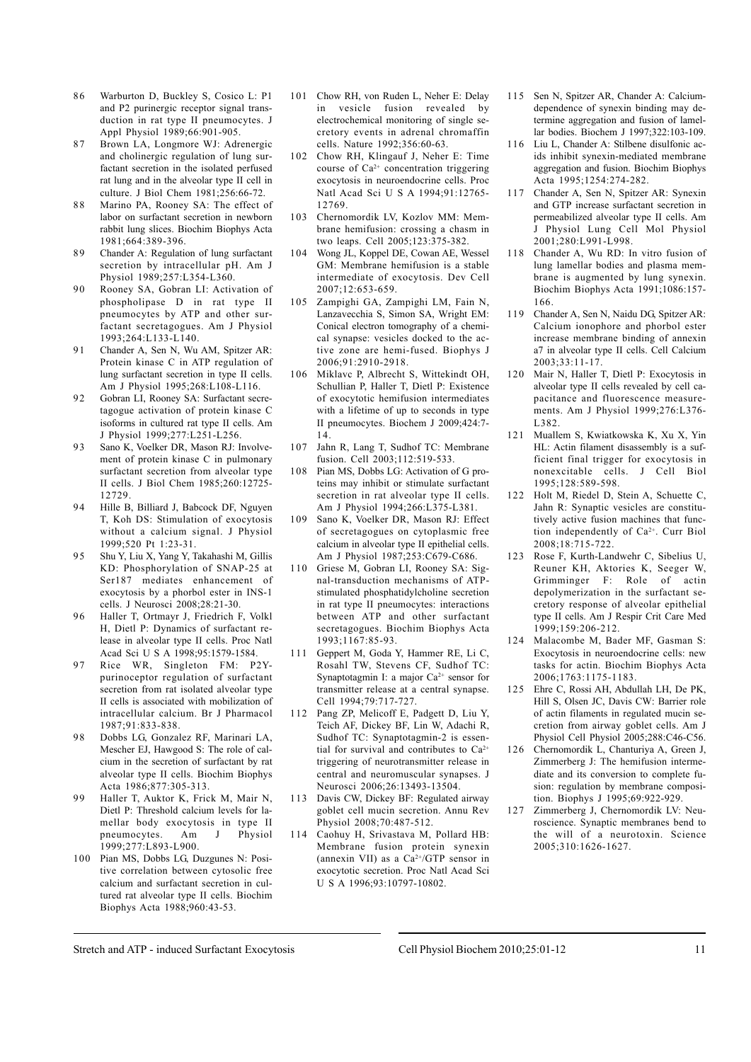86 Warburton D, Buckley S, Cosico L: P1 and P2 purinergic receptor signal transduction in rat type II pneumocytes. J Appl Physiol 1989;66:901-905.

87 Brown LA, Longmore WJ: Adrenergic and cholinergic regulation of lung surfactant secretion in the isolated perfused rat lung and in the alveolar type II cell in culture. J Biol Chem 1981;256:66-72.

88 Marino PA, Rooney SA: The effect of labor on surfactant secretion in newborn rabbit lung slices. Biochim Biophys Acta 1981;664:389-396.

89 Chander A: Regulation of lung surfactant secretion by intracellular pH. Am J Physiol 1989;257:L354-L360.

90 Rooney SA, Gobran LI: Activation of phospholipase D in rat type II pneumocytes by ATP and other surfactant secretagogues. Am J Physiol 1993;264:L133-L140.

91 Chander A, Sen N, Wu AM, Spitzer AR: Protein kinase C in ATP regulation of lung surfactant secretion in type II cells. Am J Physiol 1995;268:L108-L116.

92 Gobran LI, Rooney SA: Surfactant secretagogue activation of protein kinase C isoforms in cultured rat type II cells. Am J Physiol 1999;277:L251-L256.

93 Sano K, Voelker DR, Mason RJ: Involvement of protein kinase C in pulmonary surfactant secretion from alveolar type II cells. J Biol Chem 1985;260:12725-12729.

94 Hille B, Billiard J, Babcock DF, Nguyen T, Koh DS: Stimulation of exocytosis without a calcium signal. J Physiol 1999;520 Pt 1:23-31.

95 Shu Y, Liu X, Yang Y, Takahashi M, Gillis KD: Phosphorylation of SNAP-25 at Ser187 mediates enhancement of exocytosis by a phorbol ester in INS-1 cells. J Neurosci 2008;28:21-30.

96 Haller T, Ortmayr J, Friedrich F, Volkl H, Dietl P: Dynamics of surfactant release in alveolar type II cells. Proc Natl Acad Sci U S A 1998;95:1579-1584.

97 Rice WR, Singleton FM: P2Y-purinoceptor regulation of surfactant secretion from rat isolated alveolar type II cells is associated with mobilization of intracellular calcium. Br J Pharmacol 1987;91:833-838.

98 Dobbs LG, Gonzalez RF, Marinari LA, Mescher EJ, Hawgood S: The role of calcium in the secretion of surfactant by rat alveolar type II cells. Biochim Biophys Acta 1986;877:305-313.

99 Haller T, Auktor K, Frick M, Mair N, Dietl P: Threshold calcium levels for lamellar body exocytosis in type II pneumocytes. Am J Physiol 1999;277:L893-L900.

100 Pian MS, Dobbs LG, Duzgunes N: Positive correlation between cytosolic free calcium and surfactant secretion in cultured rat alveolar type II cells. Biochim Biophys Acta 1988;960:43-53.

101 Chow RH, von Ruden L, Neher E: Delay in vesicle fusion revealed by electrochemical monitoring of single secretory events in adrenal chromaffin cells. Nature 1992;356:60-63.

102 Chow RH, Klingauf J, Neher E: Time course of $Ca^{2+}$ concentration triggering exocytosis in neuroendocrine cells. Proc Natl Acad Sci U S A 1994;91:12765-12769.

103 Chernomordik LV, Kozlov MM: Membrane hemifusion: crossing a chasm in two leaps. Cell 2005;123:375-382.

104 Wong JL, Koppel DE, Cowan AE, Wessel GM: Membrane hemifusion is a stable intermediate of exocytosis. Dev Cell 2007;12:653-659.

105 Zampighi GA, Zampighi LM, Fain N, Lanzavecchia S, Simon SA, Wright EM: Conical electron tomography of a chemical synapse: vesicles docked to the active zone are hemi-fused. Biophys J 2006;91:2910-2918.

106 Miklavc P, Albrecht S, Wittekindt OH, Schullian P, Haller T, Dietl P: Existence of exocytotic hemifusion intermediates with a lifetime of up to seconds in type II pneumocytes. Biochem J 2009;424:7-14.

107 Jahn R, Lang T, Sudhof TC: Membrane fusion. Cell 2003;112:519-533.

108 Pian MS, Dobbs LG: Activation of G proteins may inhibit or stimulate surfactant secretion in rat alveolar type II cells. Am J Physiol 1994;266:L375-L381.

109 Sano K, Voelker DR, Mason RJ: Effect of secretagogues on cytoplasmic free calcium in alveolar type II epithelial cells. Am J Physiol 1987;253:C679-C686.

110 Griese M, Gobran LI, Rooney SA: Signal-transduction mechanisms of ATP-stimulated phosphatidylcholine secretion in rat type II pneumocytes: interactions between ATP and other surfactant secretagogues. Biochim Biophys Acta 1993;1167:85-93.

111 Geppert M, Goda Y, Hammer RE, Li C, Rosahl TW, Stevens CF, Sudhof TC: Synaptotagmin I: a major $Ca^{2+}$ sensor for transmitter release at a central synapse. Cell 1994;79:717-727.

112 Pang ZP, Melicoff E, Padgett D, Liu Y, Teich AF, Dickey BF, Lin W, Adachi R, Sudhof TC: Synaptotagmin-2 is essential for survival and contributes to $Ca^{2+}$ triggering of neurotransmitter release in central and neuromuscular synapses. J Neurosci 2006;26:13493-13504.

113 Davis CW, Dickey BF: Regulated airway goblet cell mucin secretion. Annu Rev Physiol 2008;70:487-512.

114 Caohuy H, Srivastava M, Pollard HB: Membrane fusion protein synexin (annexin VII) as a $Ca^{2+}$/GTP sensor in exocytotic secretion. Proc Natl Acad Sci U S A 1996;93:10797-10802.

115 Sen N, Spitzer AR, Chander A: Calcium-dependence of synexin binding may determine aggregation and fusion of lamellar bodies. Biochem J 1997;322:103-109.

116 Liu L, Chander A: Stilbene disulfonic acids inhibit synexin-mediated membrane aggregation and fusion. Biochim Biophys Acta 1995;1254:274-282.

117 Chander A, Sen N, Spitzer AR: Synexin and GTP increase surfactant secretion in permeabilized alveolar type II cells. Am J Physiol Lung Cell Mol Physiol 2001;280:L991-L998.

118 Chander A, Wu RD: In vitro fusion of lung lamellar bodies and plasma membrane is augmented by lung synexin. Biochim Biophys Acta 1991;1086:157-166.

119 Chander A, Sen N, Naidu DG, Spitzer AR: Calcium ionophore and phorbol ester increase membrane binding of annexin a7 in alveolar type II cells. Cell Calcium 2003;33:11-17.

120 Mair N, Haller T, Dietl P: Exocytosis in alveolar type II cells revealed by cell capacitance and fluorescence measurements. Am J Physiol 1999;276:L376-L382.

121 Muallem S, Kwiatkowska K, Xu X, Yin HL: Actin filament disassembly is a sufficient final trigger for exocytosis in nonexcitable cells. J Cell Biol 1995;128:589-598.

122 Holt M, Riedel D, Stein A, Schuette C, Jahn R: Synaptic vesicles are constitutively active fusion machines that function independently of $Ca^{2+}$. Curr Biol 2008;18:715-722.

123 Rose F, Kurth-Landwehr C, Sibelius U, Reuner KH, Aktories K, Seeger W, Grimminger F: Role of actin depolymerization in the surfactant secretory response of alveolar epithelial type II cells. Am J Respir Crit Care Med 1999;159:206-212.

124 Malacombe M, Bader MF, Gasman S: Exocytosis in neuroendocrine cells: new tasks for actin. Biochim Biophys Acta 2006;1763:1175-1183.

125 Ehre C, Rossi AH, Abdullah LH, De PK, Hill S, Olsen JC, Davis CW: Barrier role of actin filaments in regulated mucin secretion from airway goblet cells. Am J Physiol Cell Physiol 2005;288:C46-C56.

126 Chernomordik L, Chanturiya A, Green J, Zimmerberg J: The hemifusion intermediate and its conversion to complete fusion: regulation by membrane composition. Biophys J 1995;69:922-929.

127 Zimmerberg J, Chernomordik LV: Neuroscience. Synaptic membranes bend to the will of a neurotoxin. Science 2005;310:1626-1627.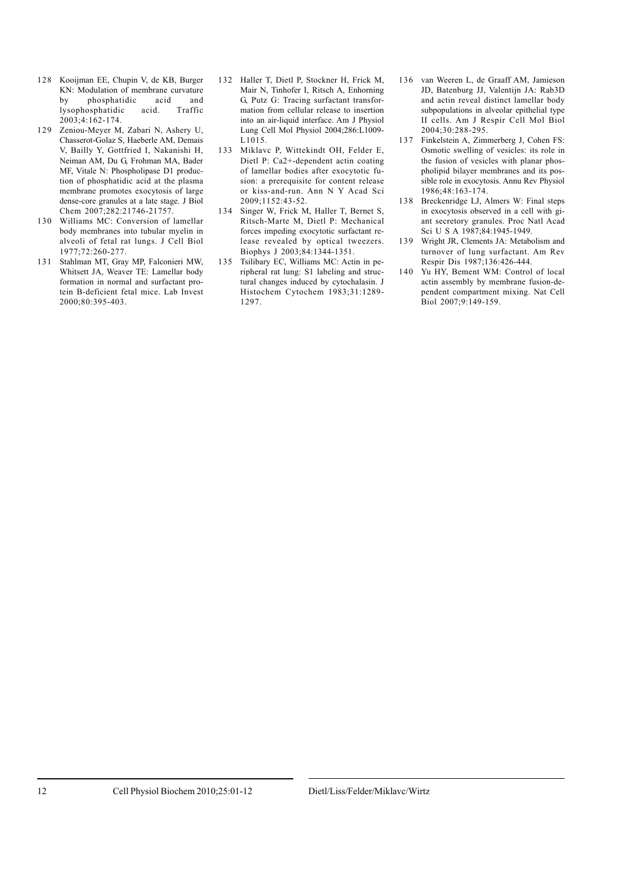128 Kooijman EE, Chupin V, de KB, Burger KN: Modulation of membrane curvature by phosphatidic acid and lysophosphatidic acid. Traffic 2003;4:162-174.

129 Zeniou-Meyer M, Zabari N, Ashery U, Chasserot-Golaz S, Haeberle AM, Demais V, Bailly Y, Gottfried I, Nakanishi H, Neiman AM, Du G, Frohman MA, Bader MF, Vitale N: Phospholipase D1 production of phosphatidic acid at the plasma membrane promotes exocytosis of large dense-core granules at a late stage. J Biol Chem 2007;282:21746-21757.

130 Williams MC: Conversion of lamellar body membranes into tubular myelin in alveoli of fetal rat lungs. J Cell Biol 1977;72:260-277.

131 Stahlman MT, Gray MP, Falconieri MW, Whitsett JA, Weaver TE: Lamellar body formation in normal and surfactant protein B-deficient fetal mice. Lab Invest 2000;80:395-403.

132 Haller T, Dietl P, Stockner H, Frick M, Mair N, Tinhofer I, Ritsch A, Enhorning G, Putz G: Tracing surfactant transformation from cellular release to insertion into an air-liquid interface. Am J Physiol Lung Cell Mol Physiol 2004;286:L1009-L1015.

133 Miklavc P, Wittekindt OH, Felder E, Dietl P: Ca2+-dependent actin coating of lamellar bodies after exocytotic fusion: a prerequisite for content release or kiss-and-run. Ann N Y Acad Sci 2009;1152:43-52.

134 Singer W, Frick M, Haller T, Bernet S, Ritsch-Marte M, Dietl P: Mechanical forces impeding exocytotic surfactant release revealed by optical tweezers. Biophys J 2003;84:1344-1351.

135 Tsilibary EC, Williams MC: Actin in peripheral rat lung: S1 labeling and structural changes induced by cytochalasin. J Histochem Cytochem 1983;31:1289-1297.

136 van Weeren L, de Graaff AM, Jamieson JD, Batenburg JJ, Valentijn JA: Rab3D and actin reveal distinct lamellar body subpopulations in alveolar epithelial type II cells. Am J Respir Cell Mol Biol 2004;30:288-295.

137 Finkelstein A, Zimmerberg J, Cohen FS: Osmotic swelling of vesicles: its role in the fusion of vesicles with planar phospholipid bilayer membranes and its possible role in exocytosis. Annu Rev Physiol 1986;48:163-174.

138 Breckenridge LJ, Almers W: Final steps in exocytosis observed in a cell with giant secretory granules. Proc Natl Acad Sci U S A 1987;84:1945-1949.

139 Wright JR, Clements JA: Metabolism and turnover of lung surfactant. Am Rev Respir Dis 1987;136:426-444.

140 Yu HY, Bement WM: Control of local actin assembly by membrane fusion-dependent compartment mixing. Nat Cell Biol 2007;9:149-159.